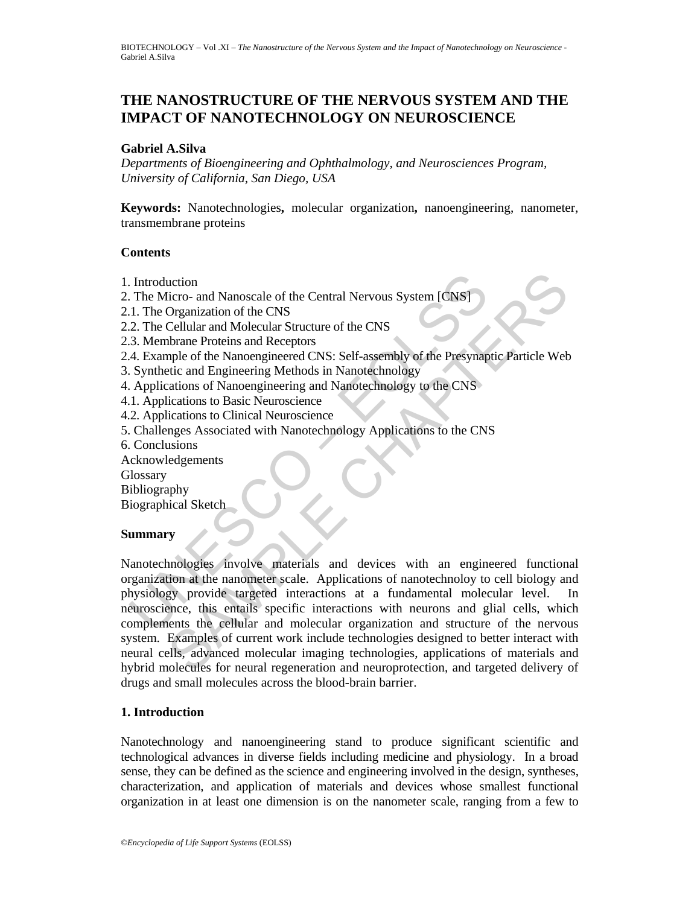# THE NANOSTRUCTURE OF THE NERVOUS SYSTEM AND THE IMPACT OF NANOTECHNOLOGY ON NEUROSCIENCE

**Gabriel A.Silva**

*Departments of Bioengineering and Ophthalmology, and Neurosciences Program, University of California, San Diego, USA*

**Keywords:** Nanotechnologies**,** molecular organization**,** nanoengineering, nanometer, transmembrane proteins

## Contents

1. Introduction
2. The Micro- and Nanoscale of the Central Nervous System [CNS]
2.1. The Organization of the CNS
2.2. The Cellular and Molecular Structure of the CNS
2.3. Membrane Proteins and Receptors
2.4. Example of the Nanoengineered CNS: Self-assembly of the Presynaptic Particle Web
3. Synthetic and Engineering Methods in Nanotechnology
4. Applications of Nanoengineering and Nanotechnology to the CNS
4.1. Applications to Basic Neuroscience
4.2. Applications to Clinical Neuroscience
5. Challenges Associated with Nanotechnology Applications to the CNS
6. Conclusions
Acknowledgements
Glossary
Bibliography
Biographical Sketch

## Summary

Nanotechnologies involve materials and devices with an engineered functional organization at the nanometer scale. Applications of nanotechnoloy to cell biology and physiology provide targeted interactions at a fundamental molecular level. In neuroscience, this entails specific interactions with neurons and glial cells, which complements the cellular and molecular organization and structure of the nervous system. Examples of current work include technologies designed to better interact with neural cells, advanced molecular imaging technologies, applications of materials and hybrid molecules for neural regeneration and neuroprotection, and targeted delivery of drugs and small molecules across the blood-brain barrier.

## 1. Introduction

Nanotechnology and nanoengineering stand to produce significant scientific and technological advances in diverse fields including medicine and physiology. In a broad sense, they can be defined as the science and engineering involved in the design, syntheses, characterization, and application of materials and devices whose smallest functional organization in at least one dimension is on the nanometer scale, ranging from a few to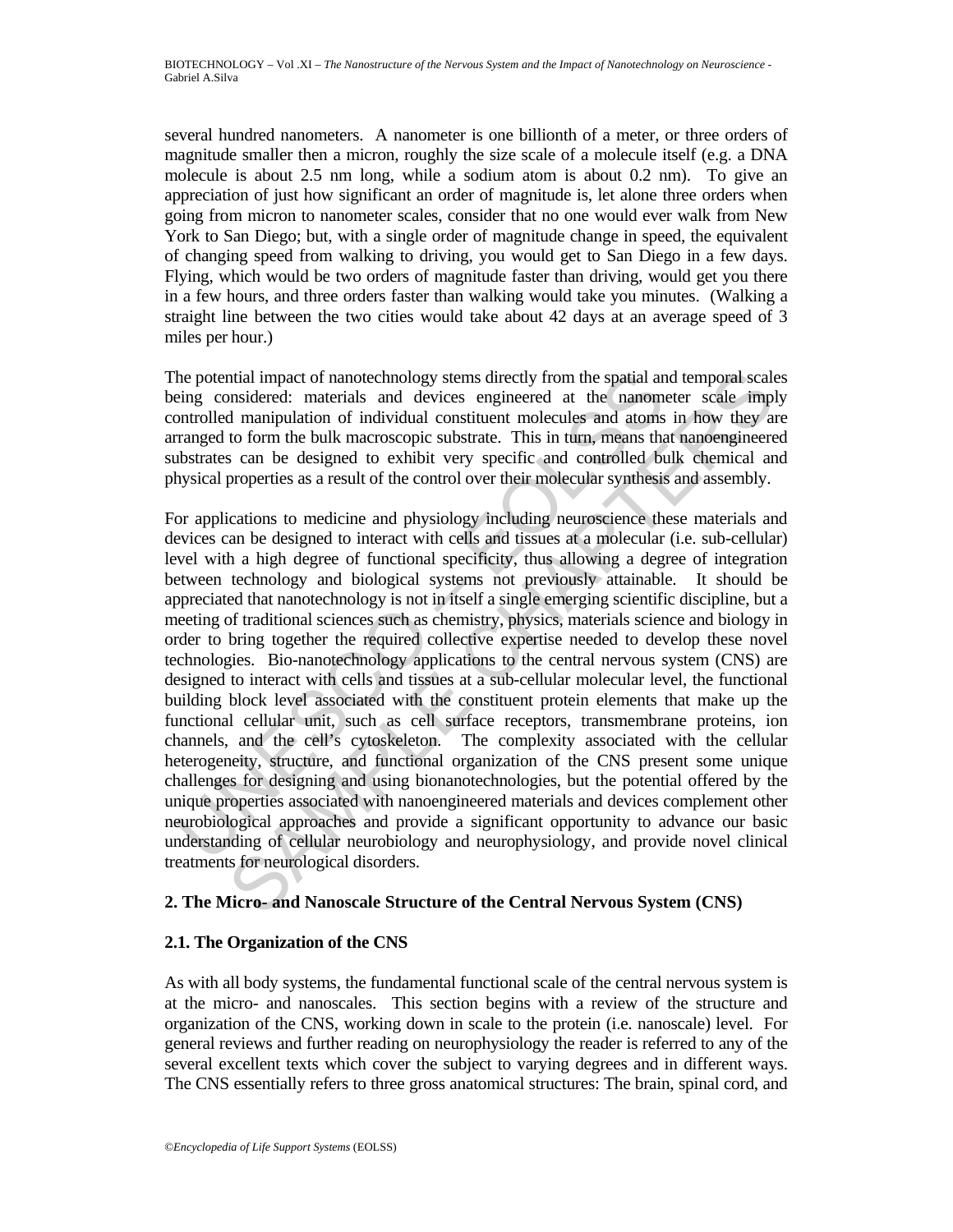several hundred nanometers. A nanometer is one billionth of a meter, or three orders of magnitude smaller then a micron, roughly the size scale of a molecule itself (e.g. a DNA molecule is about 2.5 nm long, while a sodium atom is about 0.2 nm). To give an appreciation of just how significant an order of magnitude is, let alone three orders when going from micron to nanometer scales, consider that no one would ever walk from New York to San Diego; but, with a single order of magnitude change in speed, the equivalent of changing speed from walking to driving, you would get to San Diego in a few days. Flying, which would be two orders of magnitude faster than driving, would get you there in a few hours, and three orders faster than walking would take you minutes. (Walking a straight line between the two cities would take about 42 days at an average speed of 3 miles per hour.)

The potential impact of nanotechnology stems directly from the spatial and temporal scales being considered: materials and devices engineered at the nanometer scale imply controlled manipulation of individual constituent molecules and atoms in how they are arranged to form the bulk macroscopic substrate. This in turn, means that nanoengineered substrates can be designed to exhibit very specific and controlled bulk chemical and physical properties as a result of the control over their molecular synthesis and assembly.

For applications to medicine and physiology including neuroscience these materials and devices can be designed to interact with cells and tissues at a molecular (i.e. sub-cellular) level with a high degree of functional specificity, thus allowing a degree of integration between technology and biological systems not previously attainable. It should be appreciated that nanotechnology is not in itself a single emerging scientific discipline, but a meeting of traditional sciences such as chemistry, physics, materials science and biology in order to bring together the required collective expertise needed to develop these novel technologies. Bio-nanotechnology applications to the central nervous system (CNS) are designed to interact with cells and tissues at a sub-cellular molecular level, the functional building block level associated with the constituent protein elements that make up the functional cellular unit, such as cell surface receptors, transmembrane proteins, ion channels, and the cell's cytoskeleton. The complexity associated with the cellular heterogeneity, structure, and functional organization of the CNS present some unique challenges for designing and using bionanotechnologies, but the potential offered by the unique properties associated with nanoengineered materials and devices complement other neurobiological approaches and provide a significant opportunity to advance our basic understanding of cellular neurobiology and neurophysiology, and provide novel clinical treatments for neurological disorders.

## 2. The Micro- and Nanoscale Structure of the Central Nervous System (CNS)

### 2.1. The Organization of the CNS

As with all body systems, the fundamental functional scale of the central nervous system is at the micro- and nanoscales. This section begins with a review of the structure and organization of the CNS, working down in scale to the protein (i.e. nanoscale) level. For general reviews and further reading on neurophysiology the reader is referred to any of the several excellent texts which cover the subject to varying degrees and in different ways. The CNS essentially refers to three gross anatomical structures: The brain, spinal cord, and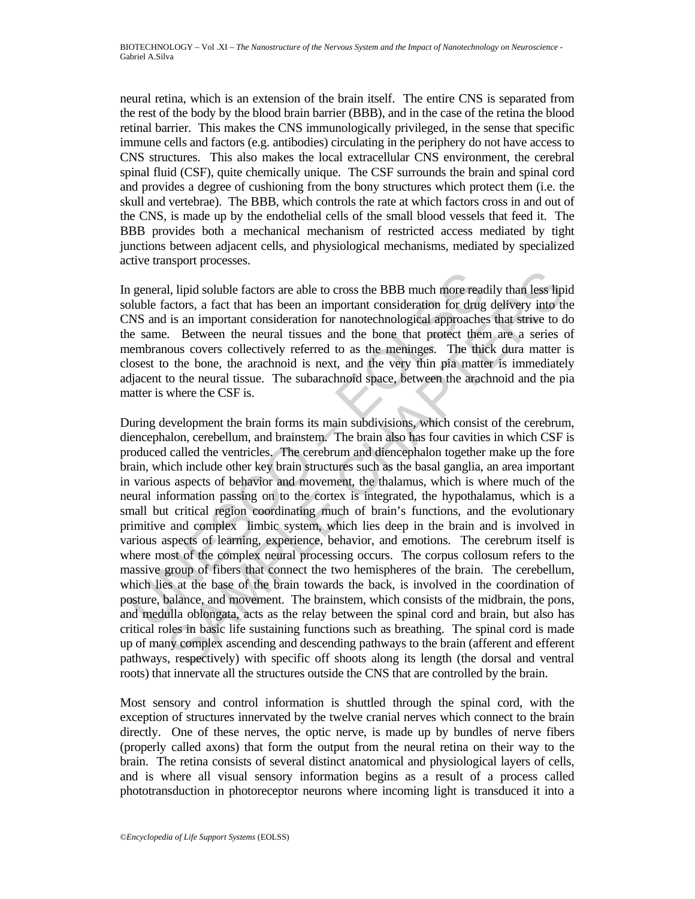neural retina, which is an extension of the brain itself. The entire CNS is separated from the rest of the body by the blood brain barrier (BBB), and in the case of the retina the blood retinal barrier. This makes the CNS immunologically privileged, in the sense that specific immune cells and factors (e.g. antibodies) circulating in the periphery do not have access to CNS structures. This also makes the local extracellular CNS environment, the cerebral spinal fluid (CSF), quite chemically unique. The CSF surrounds the brain and spinal cord and provides a degree of cushioning from the bony structures which protect them (i.e. the skull and vertebrae). The BBB, which controls the rate at which factors cross in and out of the CNS, is made up by the endothelial cells of the small blood vessels that feed it. The BBB provides both a mechanical mechanism of restricted access mediated by tight junctions between adjacent cells, and physiological mechanisms, mediated by specialized active transport processes.

In general, lipid soluble factors are able to cross the BBB much more readily than less lipid soluble factors, a fact that has been an important consideration for drug delivery into the CNS and is an important consideration for nanotechnological approaches that strive to do the same. Between the neural tissues and the bone that protect them are a series of membranous covers collectively referred to as the meninges. The thick dura matter is closest to the bone, the arachnoid is next, and the very thin pia matter is immediately adjacent to the neural tissue. The subarachnoid space, between the arachnoid and the pia matter is where the CSF is.

During development the brain forms its main subdivisions, which consist of the cerebrum, diencephalon, cerebellum, and brainstem. The brain also has four cavities in which CSF is produced called the ventricles. The cerebrum and diencephalon together make up the fore brain, which include other key brain structures such as the basal ganglia, an area important in various aspects of behavior and movement, the thalamus, which is where much of the neural information passing on to the cortex is integrated, the hypothalamus, which is a small but critical region coordinating much of brain's functions, and the evolutionary primitive and complex limbic system, which lies deep in the brain and is involved in various aspects of learning, experience, behavior, and emotions. The cerebrum itself is where most of the complex neural processing occurs. The corpus collosum refers to the massive group of fibers that connect the two hemispheres of the brain. The cerebellum, which lies at the base of the brain towards the back, is involved in the coordination of posture, balance, and movement. The brainstem, which consists of the midbrain, the pons, and medulla oblongata, acts as the relay between the spinal cord and brain, but also has critical roles in basic life sustaining functions such as breathing. The spinal cord is made up of many complex ascending and descending pathways to the brain (afferent and efferent pathways, respectively) with specific off shoots along its length (the dorsal and ventral roots) that innervate all the structures outside the CNS that are controlled by the brain.

Most sensory and control information is shuttled through the spinal cord, with the exception of structures innervated by the twelve cranial nerves which connect to the brain directly. One of these nerves, the optic nerve, is made up by bundles of nerve fibers (properly called axons) that form the output from the neural retina on their way to the brain. The retina consists of several distinct anatomical and physiological layers of cells, and is where all visual sensory information begins as a result of a process called phototransduction in photoreceptor neurons where incoming light is transduced it into a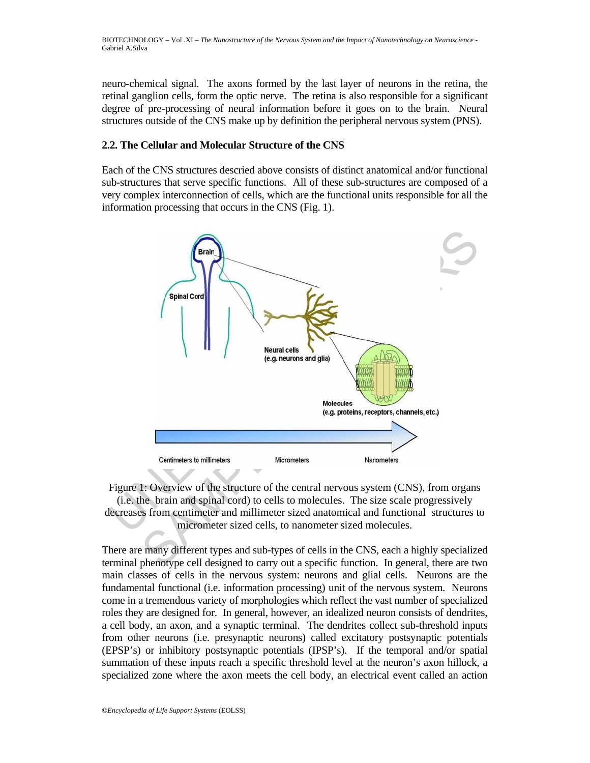neuro-chemical signal. The axons formed by the last layer of neurons in the retina, the retinal ganglion cells, form the optic nerve. The retina is also responsible for a significant degree of pre-processing of neural information before it goes on to the brain. Neural structures outside of the CNS make up by definition the peripheral nervous system (PNS).

### 2.2. The Cellular and Molecular Structure of the CNS

Each of the CNS structures descried above consists of distinct anatomical and/or functional sub-structures that serve specific functions. All of these sub-structures are composed of a very complex interconnection of cells, which are the functional units responsible for all the information processing that occurs in the CNS (Fig. 1).

Brain

Spinal Cord

Neural cells
(e.g. neurons and glia)

Molecules
(e.g. proteins, receptors, channels, etc.)

Centimeters to millimeters

Micrometers

Nanometers

Figure 1: Overview of the structure of the central nervous system (CNS), from organs (i.e. the brain and spinal cord) to cells to molecules. The size scale progressively decreases from centimeter and millimeter sized anatomical and functional structures to micrometer sized cells, to nanometer sized molecules.

There are many different types and sub-types of cells in the CNS, each a highly specialized terminal phenotype cell designed to carry out a specific function. In general, there are two main classes of cells in the nervous system: neurons and glial cells. Neurons are the fundamental functional (i.e. information processing) unit of the nervous system. Neurons come in a tremendous variety of morphologies which reflect the vast number of specialized roles they are designed for. In general, however, an idealized neuron consists of dendrites, a cell body, an axon, and a synaptic terminal. The dendrites collect sub-threshold inputs from other neurons (i.e. presynaptic neurons) called excitatory postsynaptic potentials (EPSP's) or inhibitory postsynaptic potentials (IPSP's). If the temporal and/or spatial summation of these inputs reach a specific threshold level at the neuron's axon hillock, a specialized zone where the axon meets the cell body, an electrical event called an action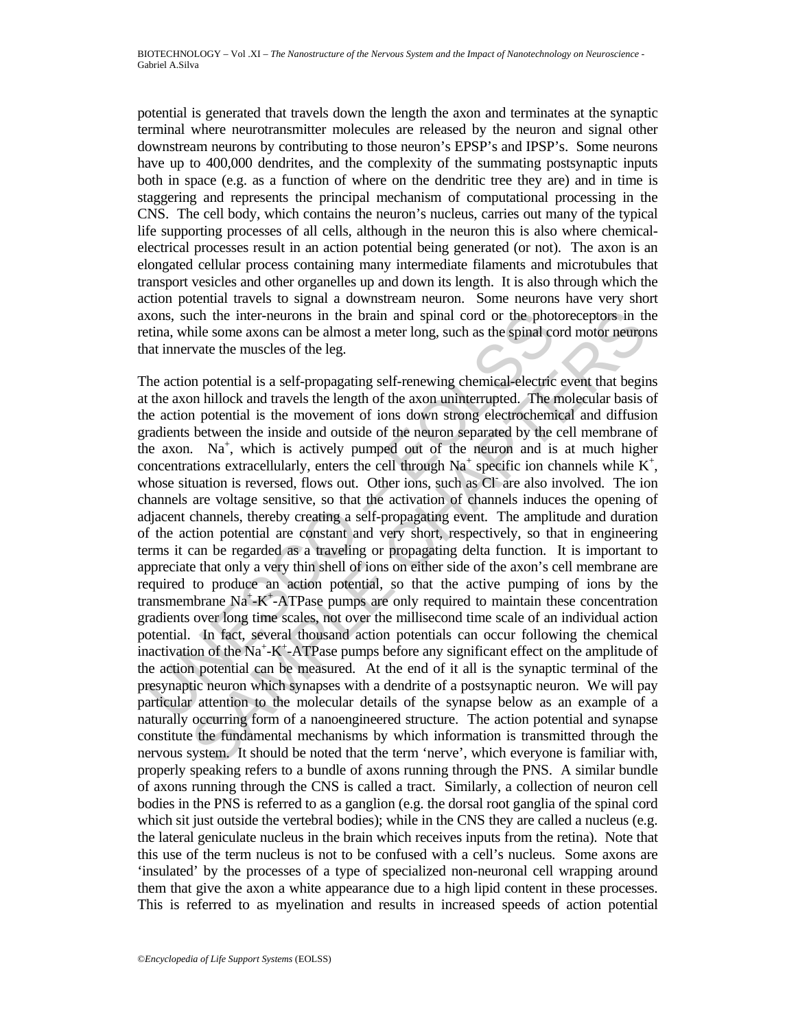potential is generated that travels down the length the axon and terminates at the synaptic terminal where neurotransmitter molecules are released by the neuron and signal other downstream neurons by contributing to those neuron's EPSP's and IPSP's. Some neurons have up to 400,000 dendrites, and the complexity of the summating postsynaptic inputs both in space (e.g. as a function of where on the dendritic tree they are) and in time is staggering and represents the principal mechanism of computational processing in the CNS. The cell body, which contains the neuron's nucleus, carries out many of the typical life supporting processes of all cells, although in the neuron this is also where chemical-electrical processes result in an action potential being generated (or not). The axon is an elongated cellular process containing many intermediate filaments and microtubules that transport vesicles and other organelles up and down its length. It is also through which the action potential travels to signal a downstream neuron. Some neurons have very short axons, such the inter-neurons in the brain and spinal cord or the photoreceptors in the retina, while some axons can be almost a meter long, such as the spinal cord motor neurons that innervate the muscles of the leg.

The action potential is a self-propagating self-renewing chemical-electric event that begins at the axon hillock and travels the length of the axon uninterrupted. The molecular basis of the action potential is the movement of ions down strong electrochemical and diffusion gradients between the inside and outside of the neuron separated by the cell membrane of the axon. $Na^+$, which is actively pumped out of the neuron and is at much higher concentrations extracellularly, enters the cell through $Na^+$ specific ion channels while $K^+$, whose situation is reversed, flows out. Other ions, such as $Cl^-$ are also involved. The ion channels are voltage sensitive, so that the activation of channels induces the opening of adjacent channels, thereby creating a self-propagating event. The amplitude and duration of the action potential are constant and very short, respectively, so that in engineering terms it can be regarded as a traveling or propagating delta function. It is important to appreciate that only a very thin shell of ions on either side of the axon's cell membrane are required to produce an action potential, so that the active pumping of ions by the transmembrane $Na^+$-$K^+$-ATPase pumps are only required to maintain these concentration gradients over long time scales, not over the millisecond time scale of an individual action potential. In fact, several thousand action potentials can occur following the chemical inactivation of the $Na^+$-$K^+$-ATPase pumps before any significant effect on the amplitude of the action potential can be measured. At the end of it all is the synaptic terminal of the presynaptic neuron which synapses with a dendrite of a postsynaptic neuron. We will pay particular attention to the molecular details of the synapse below as an example of a naturally occurring form of a nanoengineered structure. The action potential and synapse constitute the fundamental mechanisms by which information is transmitted through the nervous system. It should be noted that the term 'nerve', which everyone is familiar with, properly speaking refers to a bundle of axons running through the PNS. A similar bundle of axons running through the CNS is called a tract. Similarly, a collection of neuron cell bodies in the PNS is referred to as a ganglion (e.g. the dorsal root ganglia of the spinal cord which sit just outside the vertebral bodies); while in the CNS they are called a nucleus (e.g. the lateral geniculate nucleus in the brain which receives inputs from the retina). Note that this use of the term nucleus is not to be confused with a cell's nucleus. Some axons are 'insulated' by the processes of a type of specialized non-neuronal cell wrapping around them that give the axon a white appearance due to a high lipid content in these processes. This is referred to as myelination and results in increased speeds of action potential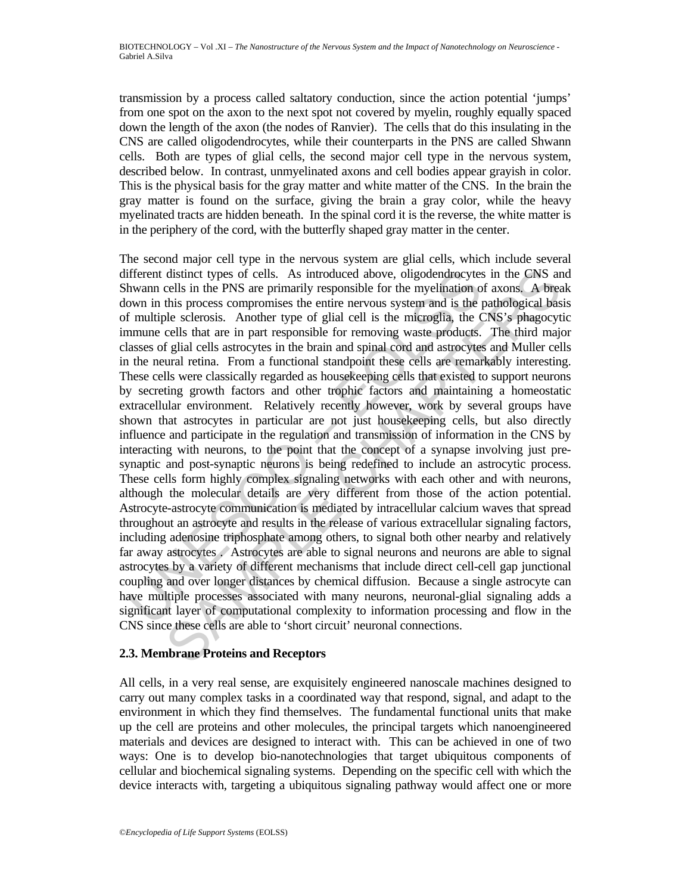transmission by a process called saltatory conduction, since the action potential 'jumps' from one spot on the axon to the next spot not covered by myelin, roughly equally spaced down the length of the axon (the nodes of Ranvier). The cells that do this insulating in the CNS are called oligodendrocytes, while their counterparts in the PNS are called Shwann cells. Both are types of glial cells, the second major cell type in the nervous system, described below. In contrast, unmyelinated axons and cell bodies appear grayish in color. This is the physical basis for the gray matter and white matter of the CNS. In the brain the gray matter is found on the surface, giving the brain a gray color, while the heavy myelinated tracts are hidden beneath. In the spinal cord it is the reverse, the white matter is in the periphery of the cord, with the butterfly shaped gray matter in the center.

The second major cell type in the nervous system are glial cells, which include several different distinct types of cells. As introduced above, oligodendrocytes in the CNS and Shwann cells in the PNS are primarily responsible for the myelination of axons. A break down in this process compromises the entire nervous system and is the pathological basis of multiple sclerosis. Another type of glial cell is the microglia, the CNS's phagocytic immune cells that are in part responsible for removing waste products. The third major classes of glial cells astrocytes in the brain and spinal cord and astrocytes and Muller cells in the neural retina. From a functional standpoint these cells are remarkably interesting. These cells were classically regarded as housekeeping cells that existed to support neurons by secreting growth factors and other trophic factors and maintaining a homeostatic extracellular environment. Relatively recently however, work by several groups have shown that astrocytes in particular are not just housekeeping cells, but also directly influence and participate in the regulation and transmission of information in the CNS by interacting with neurons, to the point that the concept of a synapse involving just pre-synaptic and post-synaptic neurons is being redefined to include an astrocytic process. These cells form highly complex signaling networks with each other and with neurons, although the molecular details are very different from those of the action potential. Astrocyte-astrocyte communication is mediated by intracellular calcium waves that spread throughout an astrocyte and results in the release of various extracellular signaling factors, including adenosine triphosphate among others, to signal both other nearby and relatively far away astrocytes . Astrocytes are able to signal neurons and neurons are able to signal astrocytes by a variety of different mechanisms that include direct cell-cell gap junctional coupling and over longer distances by chemical diffusion. Because a single astrocyte can have multiple processes associated with many neurons, neuronal-glial signaling adds a significant layer of computational complexity to information processing and flow in the CNS since these cells are able to 'short circuit' neuronal connections.

### 2.3. Membrane Proteins and Receptors

All cells, in a very real sense, are exquisitely engineered nanoscale machines designed to carry out many complex tasks in a coordinated way that respond, signal, and adapt to the environment in which they find themselves. The fundamental functional units that make up the cell are proteins and other molecules, the principal targets which nanoengineered materials and devices are designed to interact with. This can be achieved in one of two ways: One is to develop bio-nanotechnologies that target ubiquitous components of cellular and biochemical signaling systems. Depending on the specific cell with which the device interacts with, targeting a ubiquitous signaling pathway would affect one or more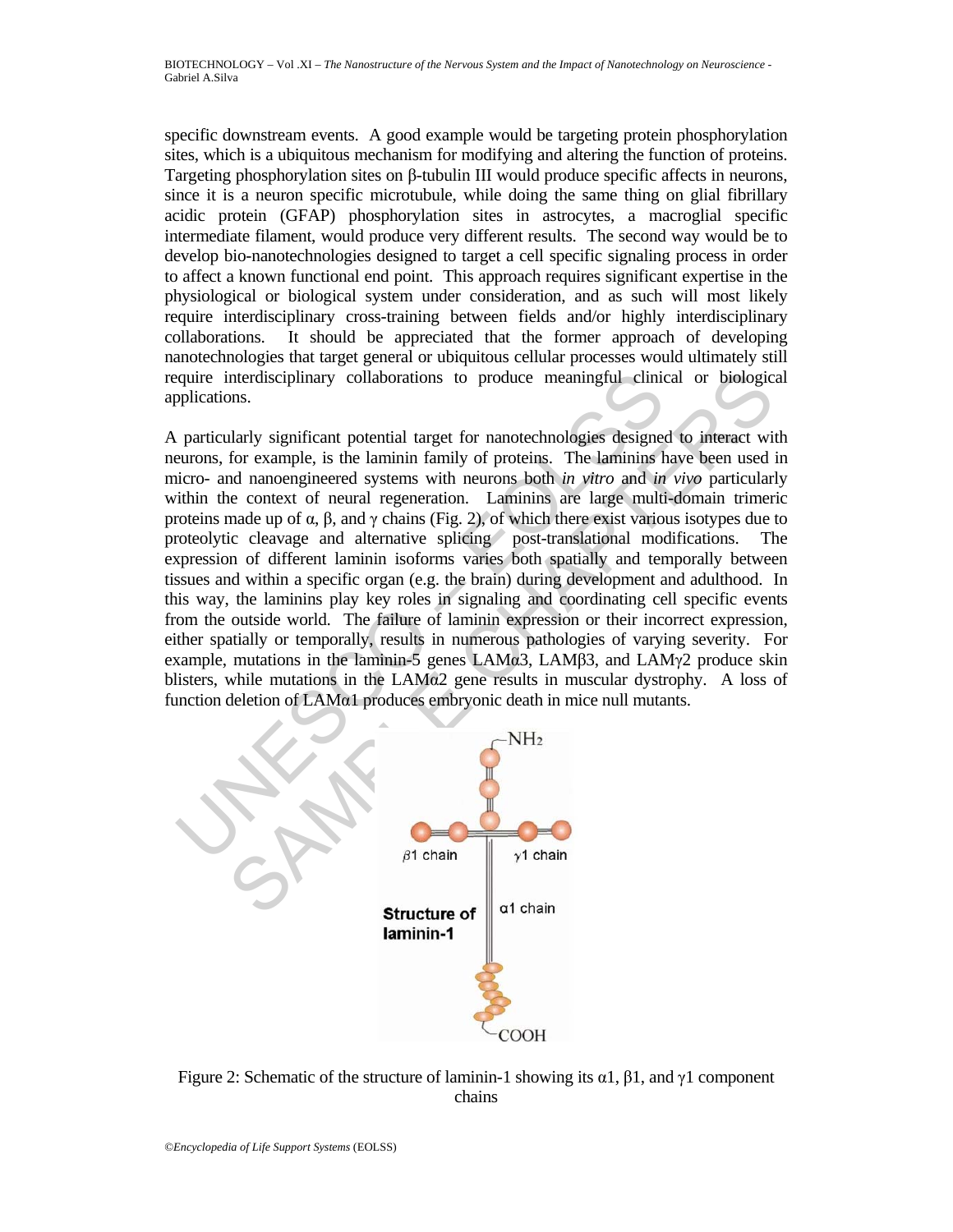specific downstream events. A good example would be targeting protein phosphorylation sites, which is a ubiquitous mechanism for modifying and altering the function of proteins. Targeting phosphorylation sites on β-tubulin III would produce specific affects in neurons, since it is a neuron specific microtubule, while doing the same thing on glial fibrillary acidic protein (GFAP) phosphorylation sites in astrocytes, a macroglial specific intermediate filament, would produce very different results. The second way would be to develop bio-nanotechnologies designed to target a cell specific signaling process in order to affect a known functional end point. This approach requires significant expertise in the physiological or biological system under consideration, and as such will most likely require interdisciplinary cross-training between fields and/or highly interdisciplinary collaborations. It should be appreciated that the former approach of developing nanotechnologies that target general or ubiquitous cellular processes would ultimately still require interdisciplinary collaborations to produce meaningful clinical or biological applications.

A particularly significant potential target for nanotechnologies designed to interact with neurons, for example, is the laminin family of proteins. The laminins have been used in micro- and nanoengineered systems with neurons both *in vitro* and *in vivo* particularly within the context of neural regeneration. Laminins are large multi-domain trimeric proteins made up of α, β, and γ chains (Fig. 2), of which there exist various isotypes due to proteolytic cleavage and alternative splicing post-translational modifications. The expression of different laminin isoforms varies both spatially and temporally between tissues and within a specific organ (e.g. the brain) during development and adulthood. In this way, the laminins play key roles in signaling and coordinating cell specific events from the outside world. The failure of laminin expression or their incorrect expression, either spatially or temporally, results in numerous pathologies of varying severity. For example, mutations in the laminin-5 genes LAMα3, LAMβ3, and LAMγ2 produce skin blisters, while mutations in the LAMα2 gene results in muscular dystrophy. A loss of function deletion of LAMα1 produces embryonic death in mice null mutants.

$NH_2$

β1 chain

γ1 chain

α1 chain

Structure of laminin-1

COOH

Figure 2: Schematic of the structure of laminin-1 showing its α1, β1, and γ1 component chains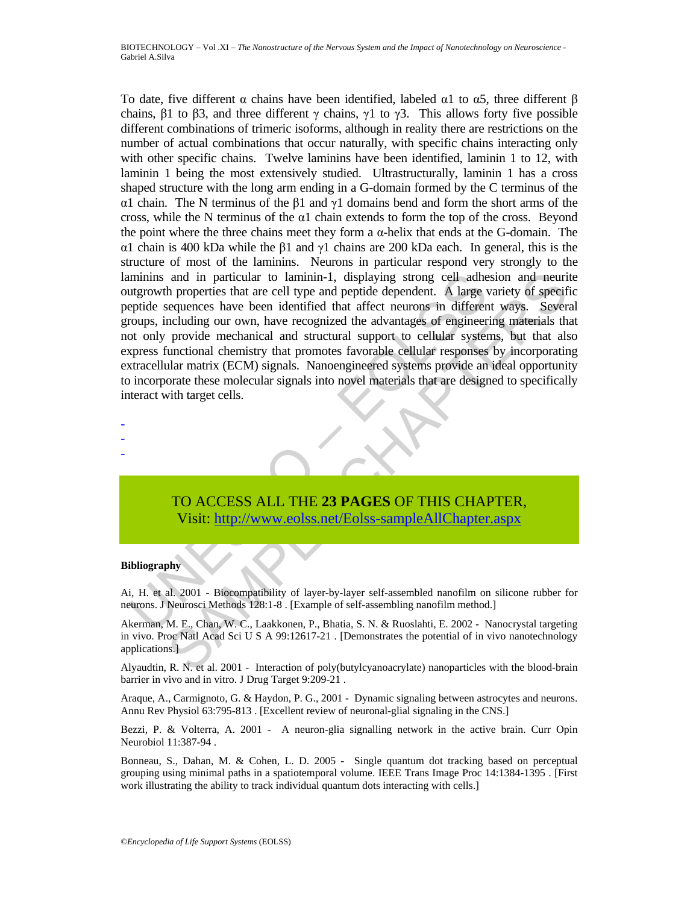To date, five different α chains have been identified, labeled α1 to α5, three different β chains, β1 to β3, and three different γ chains, γ1 to γ3. This allows forty five possible different combinations of trimeric isoforms, although in reality there are restrictions on the number of actual combinations that occur naturally, with specific chains interacting only with other specific chains. Twelve laminins have been identified, laminin 1 to 12, with laminin 1 being the most extensively studied. Ultrastructurally, laminin 1 has a cross shaped structure with the long arm ending in a G-domain formed by the C terminus of the α1 chain. The N terminus of the β1 and γ1 domains bend and form the short arms of the cross, while the N terminus of the α1 chain extends to form the top of the cross. Beyond the point where the three chains meet they form a α-helix that ends at the G-domain. The α1 chain is 400 kDa while the β1 and γ1 chains are 200 kDa each. In general, this is the structure of most of the laminins. Neurons in particular respond very strongly to the laminins and in particular to laminin-1, displaying strong cell adhesion and neurite outgrowth properties that are cell type and peptide dependent. A large variety of specific peptide sequences have been identified that affect neurons in different ways. Several groups, including our own, have recognized the advantages of engineering materials that not only provide mechanical and structural support to cellular systems, but that also express functional chemistry that promotes favorable cellular responses by incorporating extracellular matrix (ECM) signals. Nanoengineered systems provide an ideal opportunity to incorporate these molecular signals into novel materials that are designed to specifically interact with target cells.

-
-
-

TO ACCESS ALL THE **23 PAGES** OF THIS CHAPTER,
Visit: http://www.eolss.net/Eolss-sampleAllChapter.aspx

**Bibliography**

Ai, H. et al. 2001 - Biocompatibility of layer-by-layer self-assembled nanofilm on silicone rubber for neurons. J Neurosci Methods 128:1-8 . [Example of self-assembling nanofilm method.]

Akerman, M. E., Chan, W. C., Laakkonen, P., Bhatia, S. N. & Ruoslahti, E. 2002 - Nanocrystal targeting in vivo. Proc Natl Acad Sci U S A 99:12617-21 . [Demonstrates the potential of in vivo nanotechnology applications.]

Alyaudtin, R. N. et al. 2001 - Interaction of poly(butylcyanoacrylate) nanoparticles with the blood-brain barrier in vivo and in vitro. J Drug Target 9:209-21 .

Araque, A., Carmignoto, G. & Haydon, P. G., 2001 - Dynamic signaling between astrocytes and neurons. Annu Rev Physiol 63:795-813 . [Excellent review of neuronal-glial signaling in the CNS.]

Bezzi, P. & Volterra, A. 2001 - A neuron-glia signalling network in the active brain. Curr Opin Neurobiol 11:387-94 .

Bonneau, S., Dahan, M. & Cohen, L. D. 2005 - Single quantum dot tracking based on perceptual grouping using minimal paths in a spatiotemporal volume. IEEE Trans Image Proc 14:1384-1395 . [First work illustrating the ability to track individual quantum dots interacting with cells.]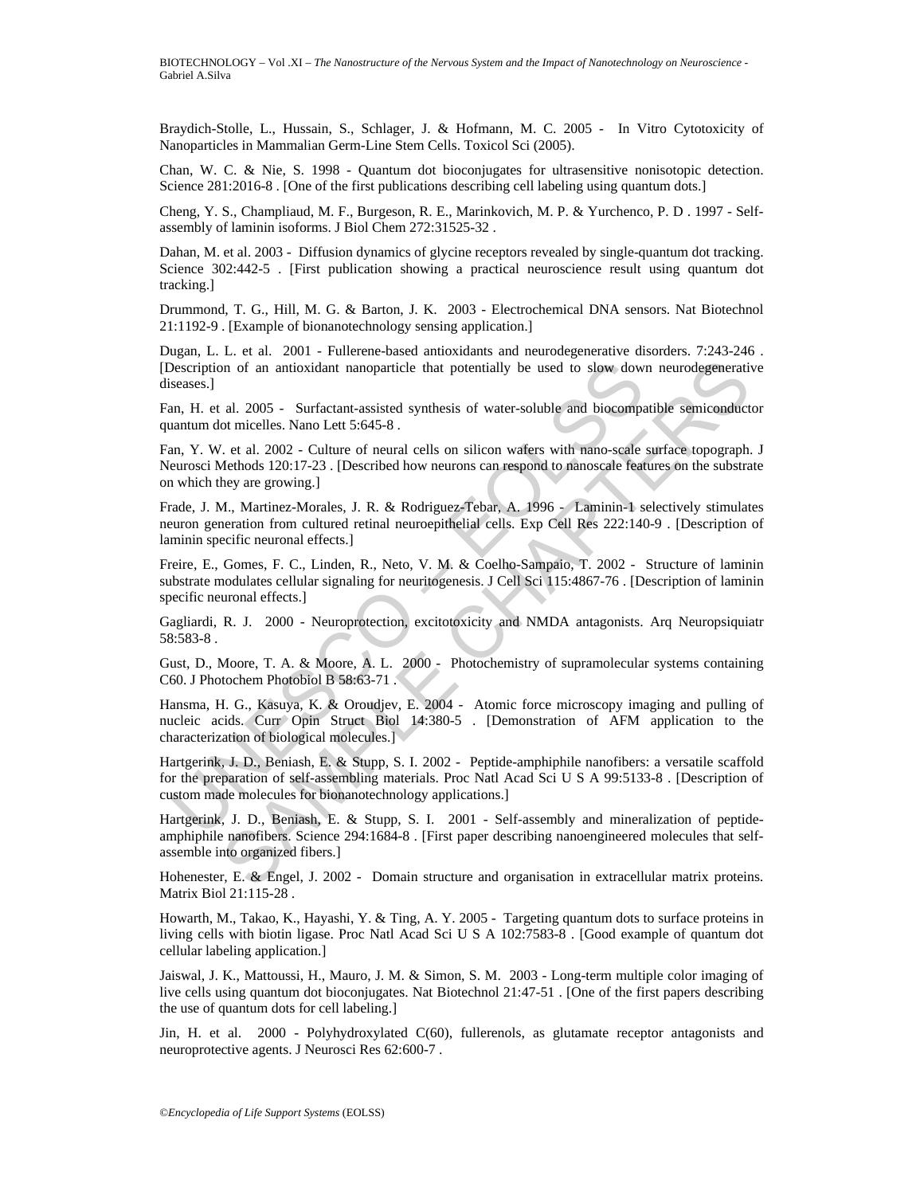Braydich-Stolle, L., Hussain, S., Schlager, J. & Hofmann, M. C. 2005 - In Vitro Cytotoxicity of Nanoparticles in Mammalian Germ-Line Stem Cells. Toxicol Sci (2005).

Chan, W. C. & Nie, S. 1998 - Quantum dot bioconjugates for ultrasensitive nonisotopic detection. Science 281:2016-8 . [One of the first publications describing cell labeling using quantum dots.]

Cheng, Y. S., Champliaud, M. F., Burgeson, R. E., Marinkovich, M. P. & Yurchenco, P. D . 1997 - Self-assembly of laminin isoforms. J Biol Chem 272:31525-32 .

Dahan, M. et al. 2003 - Diffusion dynamics of glycine receptors revealed by single-quantum dot tracking. Science 302:442-5 . [First publication showing a practical neuroscience result using quantum dot tracking.]

Drummond, T. G., Hill, M. G. & Barton, J. K. 2003 - Electrochemical DNA sensors. Nat Biotechnol 21:1192-9 . [Example of bionanotechnology sensing application.]

Dugan, L. L. et al. 2001 - Fullerene-based antioxidants and neurodegenerative disorders. 7:243-246 . [Description of an antioxidant nanoparticle that potentially be used to slow down neurodegenerative diseases.]

Fan, H. et al. 2005 - Surfactant-assisted synthesis of water-soluble and biocompatible semiconductor quantum dot micelles. Nano Lett 5:645-8 .

Fan, Y. W. et al. 2002 - Culture of neural cells on silicon wafers with nano-scale surface topograph. J Neurosci Methods 120:17-23 . [Described how neurons can respond to nanoscale features on the substrate on which they are growing.]

Frade, J. M., Martinez-Morales, J. R. & Rodriguez-Tebar, A. 1996 - Laminin-1 selectively stimulates neuron generation from cultured retinal neuroepithelial cells. Exp Cell Res 222:140-9 . [Description of laminin specific neuronal effects.]

Freire, E., Gomes, F. C., Linden, R., Neto, V. M. & Coelho-Sampaio, T. 2002 - Structure of laminin substrate modulates cellular signaling for neuritogenesis. J Cell Sci 115:4867-76 . [Description of laminin specific neuronal effects.]

Gagliardi, R. J. 2000 - Neuroprotection, excitotoxicity and NMDA antagonists. Arq Neuropsiquiatr 58:583-8 .

Gust, D., Moore, T. A. & Moore, A. L. 2000 - Photochemistry of supramolecular systems containing C60. J Photochem Photobiol B 58:63-71 .

Hansma, H. G., Kasuya, K. & Oroudjev, E. 2004 - Atomic force microscopy imaging and pulling of nucleic acids. Curr Opin Struct Biol 14:380-5 . [Demonstration of AFM application to the characterization of biological molecules.]

Hartgerink, J. D., Beniash, E. & Stupp, S. I. 2002 - Peptide-amphiphile nanofibers: a versatile scaffold for the preparation of self-assembling materials. Proc Natl Acad Sci U S A 99:5133-8 . [Description of custom made molecules for bionanotechnology applications.]

Hartgerink, J. D., Beniash, E. & Stupp, S. I. 2001 - Self-assembly and mineralization of peptide-amphiphile nanofibers. Science 294:1684-8 . [First paper describing nanoengineered molecules that self-assemble into organized fibers.]

Hohenester, E. & Engel, J. 2002 - Domain structure and organisation in extracellular matrix proteins. Matrix Biol 21:115-28 .

Howarth, M., Takao, K., Hayashi, Y. & Ting, A. Y. 2005 - Targeting quantum dots to surface proteins in living cells with biotin ligase. Proc Natl Acad Sci U S A 102:7583-8 . [Good example of quantum dot cellular labeling application.]

Jaiswal, J. K., Mattoussi, H., Mauro, J. M. & Simon, S. M. 2003 - Long-term multiple color imaging of live cells using quantum dot bioconjugates. Nat Biotechnol 21:47-51 . [One of the first papers describing the use of quantum dots for cell labeling.]

Jin, H. et al. 2000 - Polyhydroxylated C(60), fullerenols, as glutamate receptor antagonists and neuroprotective agents. J Neurosci Res 62:600-7 .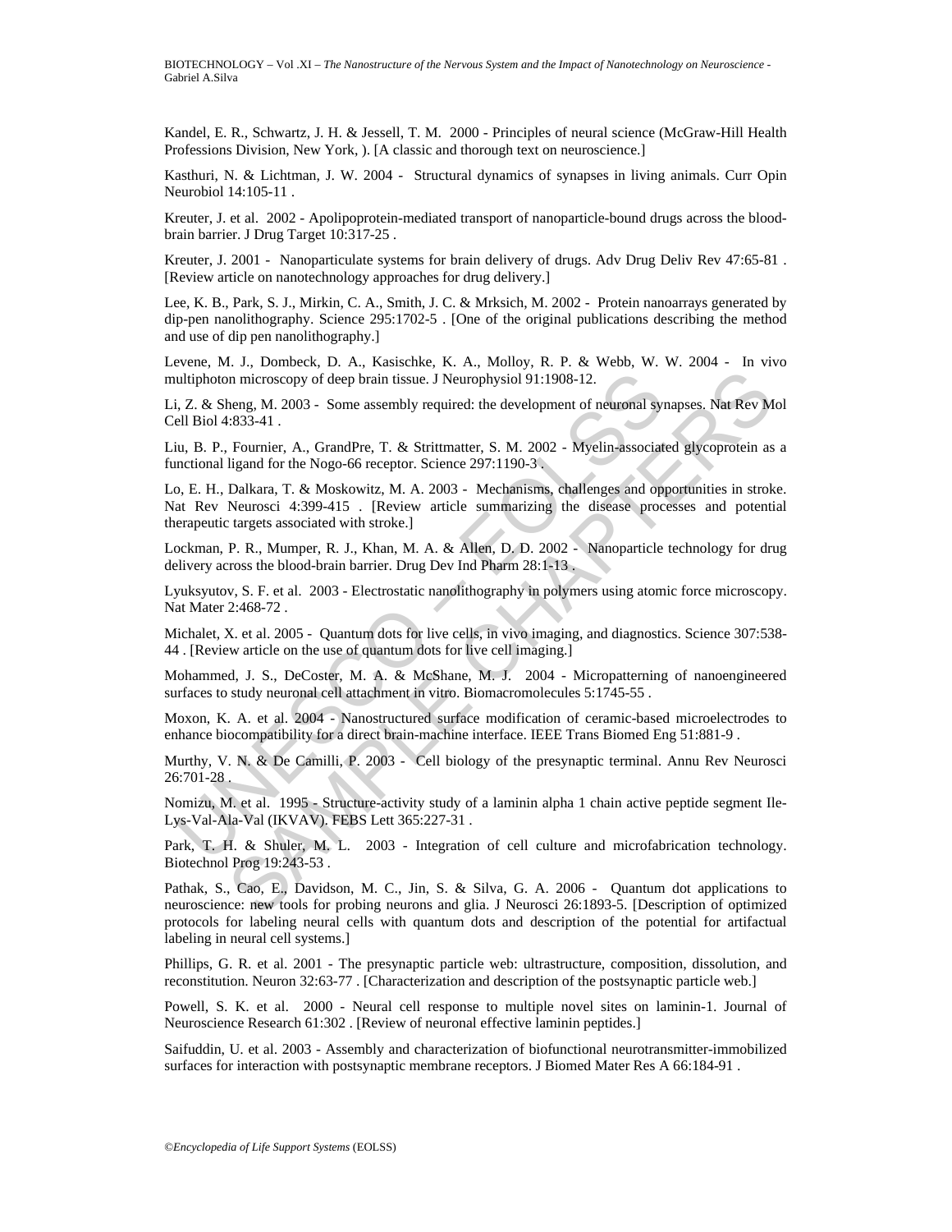Kandel, E. R., Schwartz, J. H. & Jessell, T. M. 2000 - Principles of neural science (McGraw-Hill Health Professions Division, New York, ). [A classic and thorough text on neuroscience.]

Kasthuri, N. & Lichtman, J. W. 2004 - Structural dynamics of synapses in living animals. Curr Opin Neurobiol 14:105-11 .

Kreuter, J. et al. 2002 - Apolipoprotein-mediated transport of nanoparticle-bound drugs across the blood-brain barrier. J Drug Target 10:317-25 .

Kreuter, J. 2001 - Nanoparticulate systems for brain delivery of drugs. Adv Drug Deliv Rev 47:65-81 . [Review article on nanotechnology approaches for drug delivery.]

Lee, K. B., Park, S. J., Mirkin, C. A., Smith, J. C. & Mrksich, M. 2002 - Protein nanoarrays generated by dip-pen nanolithography. Science 295:1702-5 . [One of the original publications describing the method and use of dip pen nanolithography.]

Levene, M. J., Dombeck, D. A., Kasischke, K. A., Molloy, R. P. & Webb, W. W. 2004 - In vivo multiphoton microscopy of deep brain tissue. J Neurophysiol 91:1908-12.

Li, Z. & Sheng, M. 2003 - Some assembly required: the development of neuronal synapses. Nat Rev Mol Cell Biol 4:833-41 .

Liu, B. P., Fournier, A., GrandPre, T. & Strittmatter, S. M. 2002 - Myelin-associated glycoprotein as a functional ligand for the Nogo-66 receptor. Science 297:1190-3 .

Lo, E. H., Dalkara, T. & Moskowitz, M. A. 2003 - Mechanisms, challenges and opportunities in stroke. Nat Rev Neurosci 4:399-415 . [Review article summarizing the disease processes and potential therapeutic targets associated with stroke.]

Lockman, P. R., Mumper, R. J., Khan, M. A. & Allen, D. D. 2002 - Nanoparticle technology for drug delivery across the blood-brain barrier. Drug Dev Ind Pharm 28:1-13 .

Lyuksyutov, S. F. et al. 2003 - Electrostatic nanolithography in polymers using atomic force microscopy. Nat Mater 2:468-72 .

Michalet, X. et al. 2005 - Quantum dots for live cells, in vivo imaging, and diagnostics. Science 307:538-44 . [Review article on the use of quantum dots for live cell imaging.]

Mohammed, J. S., DeCoster, M. A. & McShane, M. J. 2004 - Micropatterning of nanoengineered surfaces to study neuronal cell attachment in vitro. Biomacromolecules 5:1745-55 .

Moxon, K. A. et al. 2004 - Nanostructured surface modification of ceramic-based microelectrodes to enhance biocompatibility for a direct brain-machine interface. IEEE Trans Biomed Eng 51:881-9 .

Murthy, V. N. & De Camilli, P. 2003 - Cell biology of the presynaptic terminal. Annu Rev Neurosci 26:701-28 .

Nomizu, M. et al. 1995 - Structure-activity study of a laminin alpha 1 chain active peptide segment Ile-Lys-Val-Ala-Val (IKVAV). FEBS Lett 365:227-31 .

Park, T. H. & Shuler, M. L. 2003 - Integration of cell culture and microfabrication technology. Biotechnol Prog 19:243-53 .

Pathak, S., Cao, E., Davidson, M. C., Jin, S. & Silva, G. A. 2006 - Quantum dot applications to neuroscience: new tools for probing neurons and glia. J Neurosci 26:1893-5. [Description of optimized protocols for labeling neural cells with quantum dots and description of the potential for artifactual labeling in neural cell systems.]

Phillips, G. R. et al. 2001 - The presynaptic particle web: ultrastructure, composition, dissolution, and reconstitution. Neuron 32:63-77 . [Characterization and description of the postsynaptic particle web.]

Powell, S. K. et al. 2000 - Neural cell response to multiple novel sites on laminin-1. Journal of Neuroscience Research 61:302 . [Review of neuronal effective laminin peptides.]

Saifuddin, U. et al. 2003 - Assembly and characterization of biofunctional neurotransmitter-immobilized surfaces for interaction with postsynaptic membrane receptors. J Biomed Mater Res A 66:184-91 .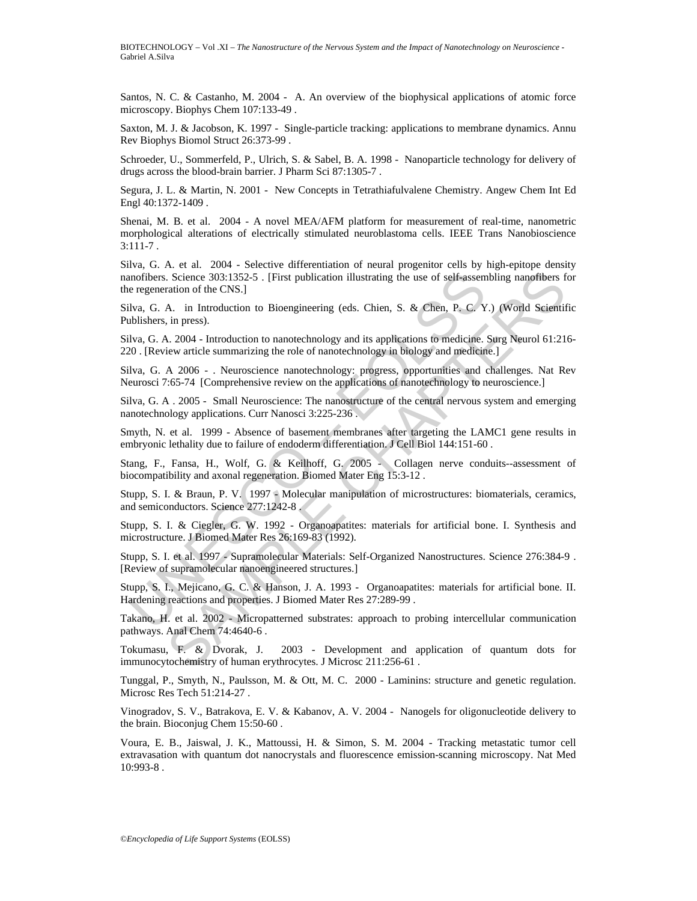Santos, N. C. & Castanho, M. 2004 - A. An overview of the biophysical applications of atomic force microscopy. Biophys Chem 107:133-49 .

Saxton, M. J. & Jacobson, K. 1997 - Single-particle tracking: applications to membrane dynamics. Annu Rev Biophys Biomol Struct 26:373-99 .

Schroeder, U., Sommerfeld, P., Ulrich, S. & Sabel, B. A. 1998 - Nanoparticle technology for delivery of drugs across the blood-brain barrier. J Pharm Sci 87:1305-7 .

Segura, J. L. & Martin, N. 2001 - New Concepts in Tetrathiafulvalene Chemistry. Angew Chem Int Ed Engl 40:1372-1409 .

Shenai, M. B. et al. 2004 - A novel MEA/AFM platform for measurement of real-time, nanometric morphological alterations of electrically stimulated neuroblastoma cells. IEEE Trans Nanobioscience 3:111-7 .

Silva, G. A. et al. 2004 - Selective differentiation of neural progenitor cells by high-epitope density nanofibers. Science 303:1352-5 . [First publication illustrating the use of self-assembling nanofibers for the regeneration of the CNS.]

Silva, G. A. in Introduction to Bioengineering (eds. Chien, S. & Chen, P. C. Y.) (World Scientific Publishers, in press).

Silva, G. A. 2004 - Introduction to nanotechnology and its applications to medicine. Surg Neurol 61:216-220 . [Review article summarizing the role of nanotechnology in biology and medicine.]

Silva, G. A 2006 - . Neuroscience nanotechnology: progress, opportunities and challenges. Nat Rev Neurosci 7:65-74 [Comprehensive review on the applications of nanotechnology to neuroscience.]

Silva, G. A . 2005 - Small Neuroscience: The nanostructure of the central nervous system and emerging nanotechnology applications. Curr Nanosci 3:225-236 .

Smyth, N. et al. 1999 - Absence of basement membranes after targeting the LAMC1 gene results in embryonic lethality due to failure of endoderm differentiation. J Cell Biol 144:151-60 .

Stang, F., Fansa, H., Wolf, G. & Keilhoff, G. 2005 - Collagen nerve conduits--assessment of biocompatibility and axonal regeneration. Biomed Mater Eng 15:3-12 .

Stupp, S. I. & Braun, P. V. 1997 - Molecular manipulation of microstructures: biomaterials, ceramics, and semiconductors. Science 277:1242-8 .

Stupp, S. I. & Ciegler, G. W. 1992 - Organoapatites: materials for artificial bone. I. Synthesis and microstructure. J Biomed Mater Res 26:169-83 (1992).

Stupp, S. I. et al. 1997 - Supramolecular Materials: Self-Organized Nanostructures. Science 276:384-9 . [Review of supramolecular nanoengineered structures.]

Stupp, S. I., Mejicano, G. C. & Hanson, J. A. 1993 - Organoapatites: materials for artificial bone. II. Hardening reactions and properties. J Biomed Mater Res 27:289-99 .

Takano, H. et al. 2002 - Micropatterned substrates: approach to probing intercellular communication pathways. Anal Chem 74:4640-6 .

Tokumasu, F. & Dvorak, J. 2003 - Development and application of quantum dots for immunocytochemistry of human erythrocytes. J Microsc 211:256-61 .

Tunggal, P., Smyth, N., Paulsson, M. & Ott, M. C. 2000 - Laminins: structure and genetic regulation. Microsc Res Tech 51:214-27 .

Vinogradov, S. V., Batrakova, E. V. & Kabanov, A. V. 2004 - Nanogels for oligonucleotide delivery to the brain. Bioconjug Chem 15:50-60 .

Voura, E. B., Jaiswal, J. K., Mattoussi, H. & Simon, S. M. 2004 - Tracking metastatic tumor cell extravasation with quantum dot nanocrystals and fluorescence emission-scanning microscopy. Nat Med 10:993-8 .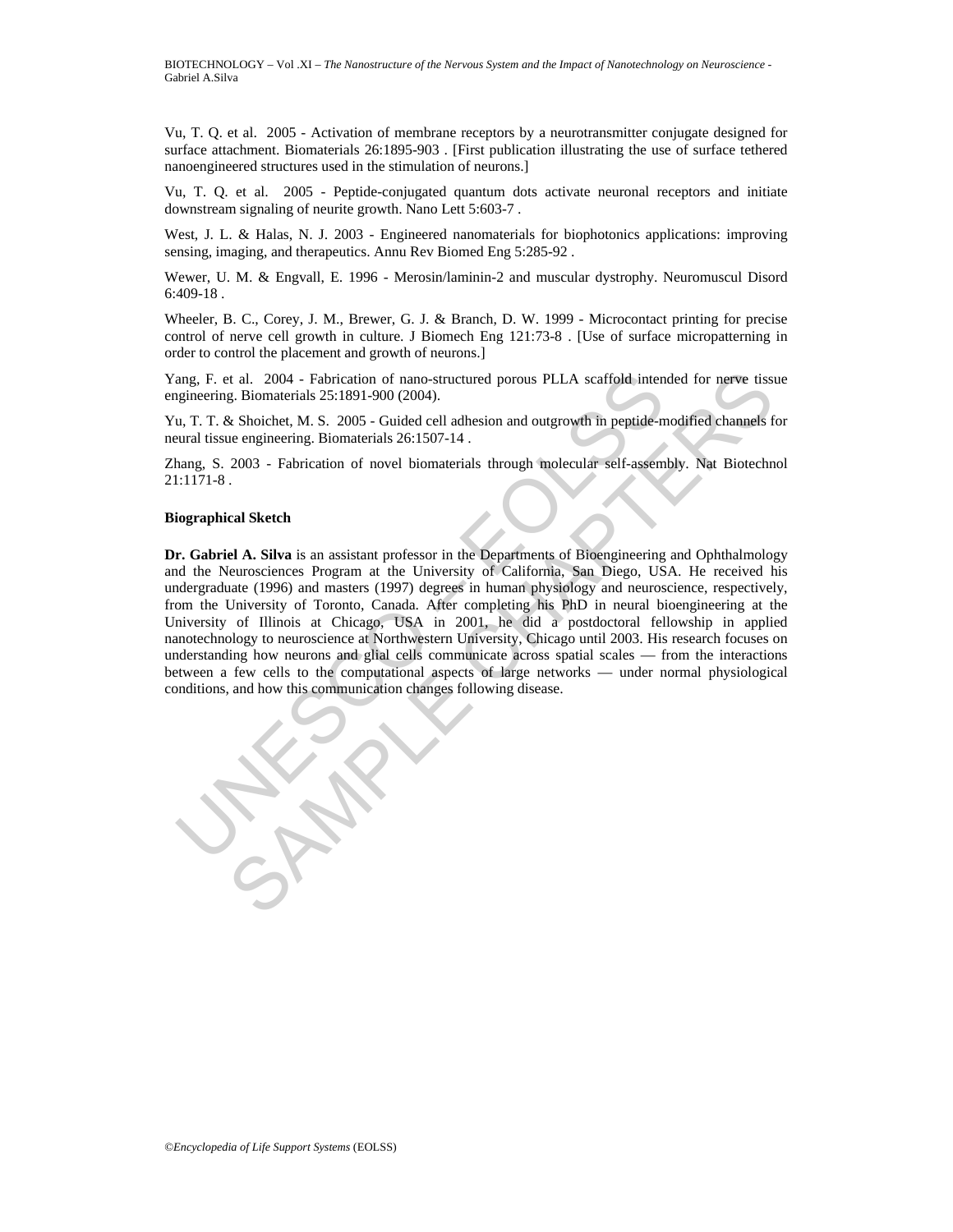Vu, T. Q. et al. 2005 - Activation of membrane receptors by a neurotransmitter conjugate designed for surface attachment. Biomaterials 26:1895-903 . [First publication illustrating the use of surface tethered nanoengineered structures used in the stimulation of neurons.]

Vu, T. Q. et al. 2005 - Peptide-conjugated quantum dots activate neuronal receptors and initiate downstream signaling of neurite growth. Nano Lett 5:603-7 .

West, J. L. & Halas, N. J. 2003 - Engineered nanomaterials for biophotonics applications: improving sensing, imaging, and therapeutics. Annu Rev Biomed Eng 5:285-92 .

Wewer, U. M. & Engvall, E. 1996 - Merosin/laminin-2 and muscular dystrophy. Neuromuscul Disord 6:409-18 .

Wheeler, B. C., Corey, J. M., Brewer, G. J. & Branch, D. W. 1999 - Microcontact printing for precise control of nerve cell growth in culture. J Biomech Eng 121:73-8 . [Use of surface micropatterning in order to control the placement and growth of neurons.]

Yang, F. et al. 2004 - Fabrication of nano-structured porous PLLA scaffold intended for nerve tissue engineering. Biomaterials 25:1891-900 (2004).

Yu, T. T. & Shoichet, M. S. 2005 - Guided cell adhesion and outgrowth in peptide-modified channels for neural tissue engineering. Biomaterials 26:1507-14 .

Zhang, S. 2003 - Fabrication of novel biomaterials through molecular self-assembly. Nat Biotechnol 21:1171-8 .

#### Biographical Sketch

**Dr. Gabriel A. Silva** is an assistant professor in the Departments of Bioengineering and Ophthalmology and the Neurosciences Program at the University of California, San Diego, USA. He received his undergraduate (1996) and masters (1997) degrees in human physiology and neuroscience, respectively, from the University of Toronto, Canada. After completing his PhD in neural bioengineering at the University of Illinois at Chicago, USA in 2001, he did a postdoctoral fellowship in applied nanotechnology to neuroscience at Northwestern University, Chicago until 2003. His research focuses on understanding how neurons and glial cells communicate across spatial scales — from the interactions between a few cells to the computational aspects of large networks — under normal physiological conditions, and how this communication changes following disease.